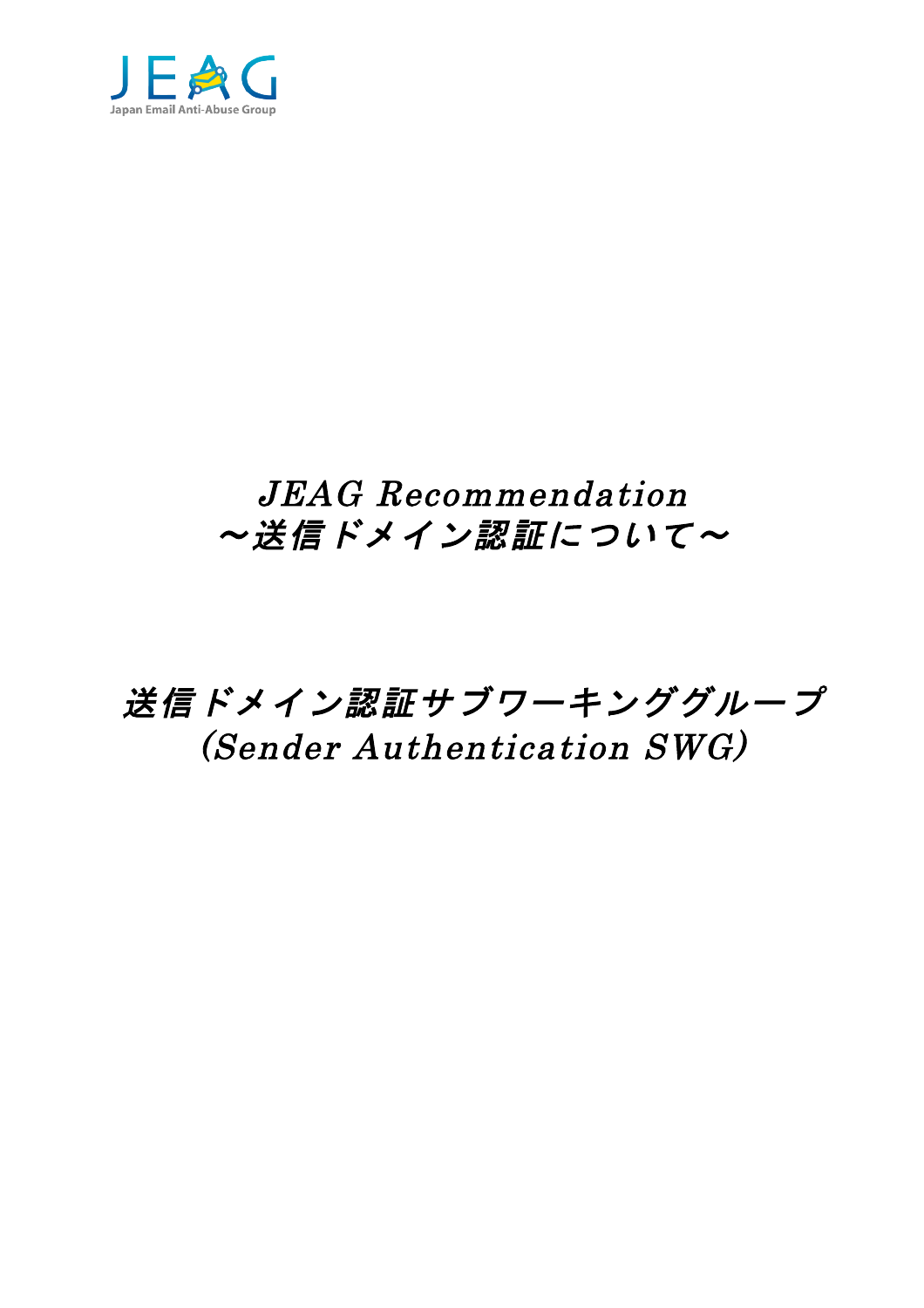JEAG

Japan Email Anti-Abuse Group

# *JEAG Recommendation*
# *～送信ドメイン認証について～*

## *送信ドメイン認証サブワーキンググループ*
## *(Sender Authentication SWG)*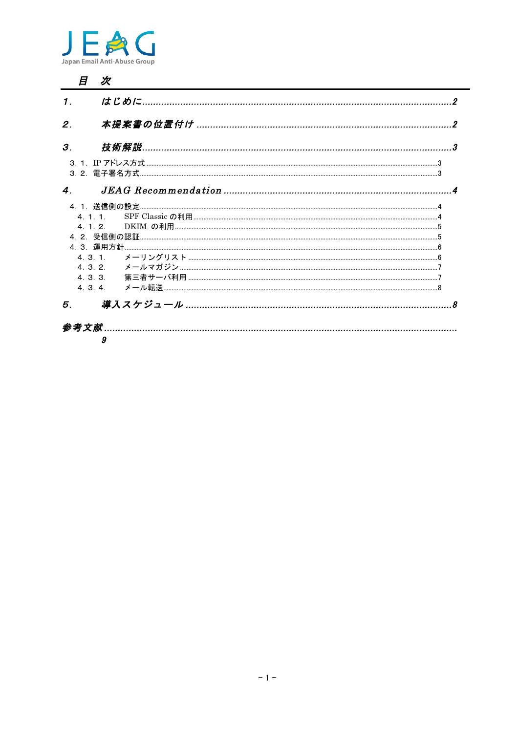# 目　次

1.　はじめに ..... 2

2.　本提案書の位置付け ..... 2

3.　技術解説 ..... 3

- 3．1．IP アドレス方式 ..... 3
- 3．2．電子署名方式 ..... 3

4.　JEAG Recommendation ..... 4

- 4．1．送信側の設定 ..... 4
  - 4．1．1．　SPF Classic の利用 ..... 4
  - 4．1．2．　DKIM の利用 ..... 5
- 4．2．受信側の認証 ..... 5
- 4．3．運用方針 ..... 6
  - 4．3．1．　メーリングリスト ..... 6
  - 4．3．2．　メールマガジン ..... 7
  - 4．3．3．　第三者サーバ利用 ..... 7
  - 4．3．4．　メール転送 ..... 8

5.　導入スケジュール ..... 8

参考文献 ..... 9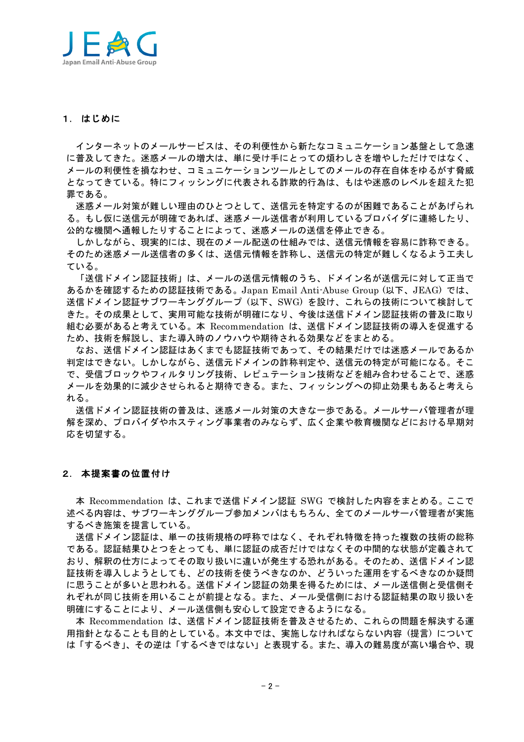## 1. はじめに

インターネットのメールサービスは、その利便性から新たなコミュニケーション基盤として急速に普及してきた。迷惑メールの増大は、単に受け手にとっての煩わしさを増やしただけではなく、メールの利便性を損なわせ、コミュニケーションツールとしてのメールの存在自体をゆるがす脅威となってきている。特にフィッシングに代表される詐欺的行為は、もはや迷惑のレベルを超えた犯罪である。

迷惑メール対策が難しい理由のひとつとして、送信元を特定するのが困難であることがあげられる。もし仮に送信元が明確であれば、迷惑メール送信者が利用しているプロバイダに連絡したり、公的な機関へ通報したりすることによって、迷惑メールの送信を停止できる。

しかしながら、現実的には、現在のメール配送の仕組みでは、送信元情報を容易に詐称できる。そのため迷惑メール送信者の多くは、送信元情報を詐称し、送信元の特定が難しくなるよう工夫している。

「送信ドメイン認証技術」は、メールの送信元情報のうち、ドメイン名が送信元に対して正当であるかを確認するための認証技術である。Japan Email Anti-Abuse Group (以下、JEAG) では、送信ドメイン認証サブワーキンググループ (以下、SWG) を設け、これらの技術について検討してきた。その成果として、実用可能な技術が明確になり、今後は送信ドメイン認証技術の普及に取り組む必要があると考えている。本 Recommendation は、送信ドメイン認証技術の導入を促進するため、技術を解説し、また導入時のノウハウや期待される効果などをまとめる。

なお、送信ドメイン認証はあくまでも認証技術であって、その結果だけでは迷惑メールであるか判定はできない。しかしながら、送信元ドメインの詐称判定や、送信元の特定が可能になる。そこで、受信ブロックやフィルタリング技術、レピュテーション技術などを組み合わせることで、迷惑メールを効果的に減少させられると期待できる。また、フィッシングへの抑止効果もあると考えられる。

送信ドメイン認証技術の普及は、迷惑メール対策の大きな一歩である。メールサーバ管理者が理解を深め、プロバイダやホスティング事業者のみならず、広く企業や教育機関などにおける早期対応を切望する。

## 2. 本提案書の位置付け

本 Recommendation は、これまで送信ドメイン認証 SWG で検討した内容をまとめる。ここで述べる内容は、サブワーキンググループ参加メンバはもちろん、全てのメールサーバ管理者が実施するべき施策を提言している。

送信ドメイン認証は、単一の技術規格の呼称ではなく、それぞれ特徴を持った複数の技術の総称である。認証結果ひとつをとっても、単に認証の成否だけではなくその中間的な状態が定義されており、解釈の仕方によってその取り扱いに違いが発生する恐れがある。そのため、送信ドメイン認証技術を導入しようとしても、どの技術を使うべきなのか、どういった運用をするべきなのか疑問に思うことが多いと思われる。送信ドメイン認証の効果を得るためには、メール送信側と受信側それぞれが同じ技術を用いることが前提となる。また、メール受信側における認証結果の取り扱いを明確にすることにより、メール送信側も安心して設定できるようになる。

本 Recommendation は、送信ドメイン認証技術を普及させるため、これらの問題を解決する運用指針となることも目的としている。本文中では、実施しなければならない内容（提言）については「するべき」、その逆は「するべきではない」と表現する。また、導入の難易度が高い場合や、現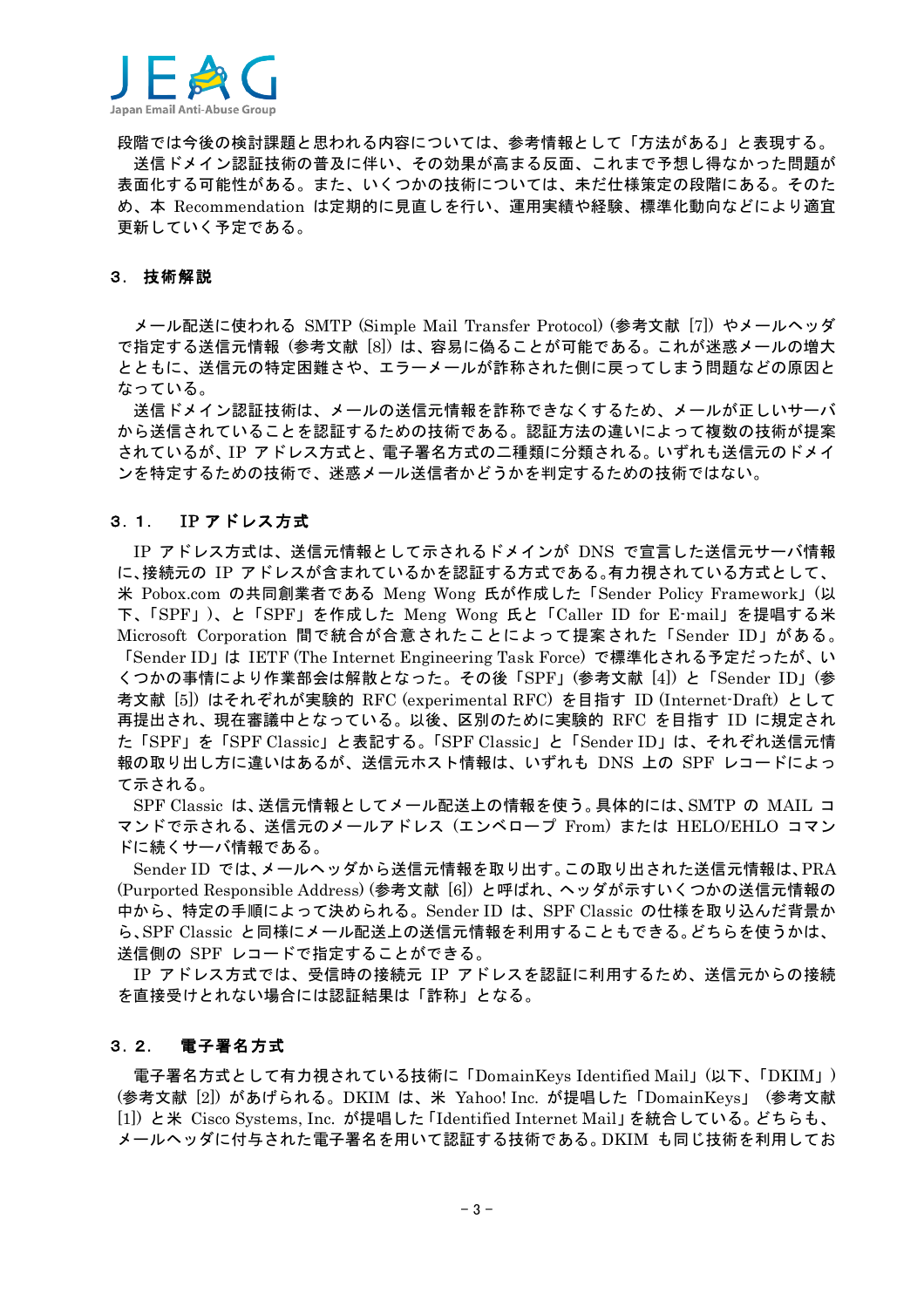段階では今後の検討課題と思われる内容については、参考情報として「方法がある」と表現する。

送信ドメイン認証技術の普及に伴い、その効果が高まる反面、これまで予想し得なかった問題が表面化する可能性がある。また、いくつかの技術については、未だ仕様策定の段階にある。そのため、本 Recommendation は定期的に見直しを行い、運用実績や経験、標準化動向などにより適宜更新していく予定である。

## 3． 技術解説

メール配送に使われる SMTP (Simple Mail Transfer Protocol) (参考文献 [7]) やメールヘッダで指定する送信元情報 (参考文献 [8]) は、容易に偽ることが可能である。これが迷惑メールの増大とともに、送信元の特定困難さや、エラーメールが詐称された側に戻ってしまう問題などの原因となっている。

送信ドメイン認証技術は、メールの送信元情報を詐称できなくするため、メールが正しいサーバから送信されていることを認証するための技術である。認証方法の違いによって複数の技術が提案されているが、IP アドレス方式と、電子署名方式の二種類に分類される。いずれも送信元のドメインを特定するための技術で、迷惑メール送信者かどうかを判定するための技術ではない。

### 3．1． IP アドレス方式

IP アドレス方式は、送信元情報として示されるドメインが DNS で宣言した送信元サーバ情報に、接続元の IP アドレスが含まれているかを認証する方式である。有力視されている方式として、米 Pobox.com の共同創業者である Meng Wong 氏が作成した「Sender Policy Framework」(以下、「SPF」)、と「SPF」を作成した Meng Wong 氏と「Caller ID for E-mail」を提唱する米 Microsoft Corporation 間で統合が合意されたことによって提案された「Sender ID」がある。「Sender ID」は IETF (The Internet Engineering Task Force) で標準化される予定だったが、いくつかの事情により作業部会は解散となった。その後「SPF」(参考文献 [4]) と「Sender ID」(参考文献 [5]) はそれぞれが実験的 RFC (experimental RFC) を目指す ID (Internet-Draft) として再提出され、現在審議中となっている。以後、区別のために実験的 RFC を目指す ID に規定された「SPF」を「SPF Classic」と表記する。「SPF Classic」と「Sender ID」は、それぞれ送信元情報の取り出し方に違いはあるが、送信元ホスト情報は、いずれも DNS 上の SPF レコードによって示される。

SPF Classic は、送信元情報としてメール配送上の情報を使う。具体的には、SMTP の MAIL コマンドで示される、送信元のメールアドレス（エンベロープ From）または HELO/EHLO コマンドに続くサーバ情報である。

Sender ID では、メールヘッダから送信元情報を取り出す。この取り出された送信元情報は、PRA (Purported Responsible Address) (参考文献 [6]) と呼ばれ、ヘッダが示すいくつかの送信元情報の中から、特定の手順によって決められる。Sender ID は、SPF Classic の仕様を取り込んだ背景から、SPF Classic と同様にメール配送上の送信元情報を利用することもできる。どちらを使うかは、送信側の SPF レコードで指定することができる。

IP アドレス方式では、受信時の接続元 IP アドレスを認証に利用するため、送信元からの接続を直接受けとれない場合には認証結果は「詐称」となる。

### 3．2． 電子署名方式

電子署名方式として有力視されている技術に「DomainKeys Identified Mail」(以下、「DKIM」) (参考文献 [2]) があげられる。DKIM は、米 Yahoo! Inc. が提唱した「DomainKeys」(参考文献 [1]) と米 Cisco Systems, Inc. が提唱した「Identified Internet Mail」を統合している。どちらも、メールヘッダに付与された電子署名を用いて認証する技術である。DKIM も同じ技術を利用してお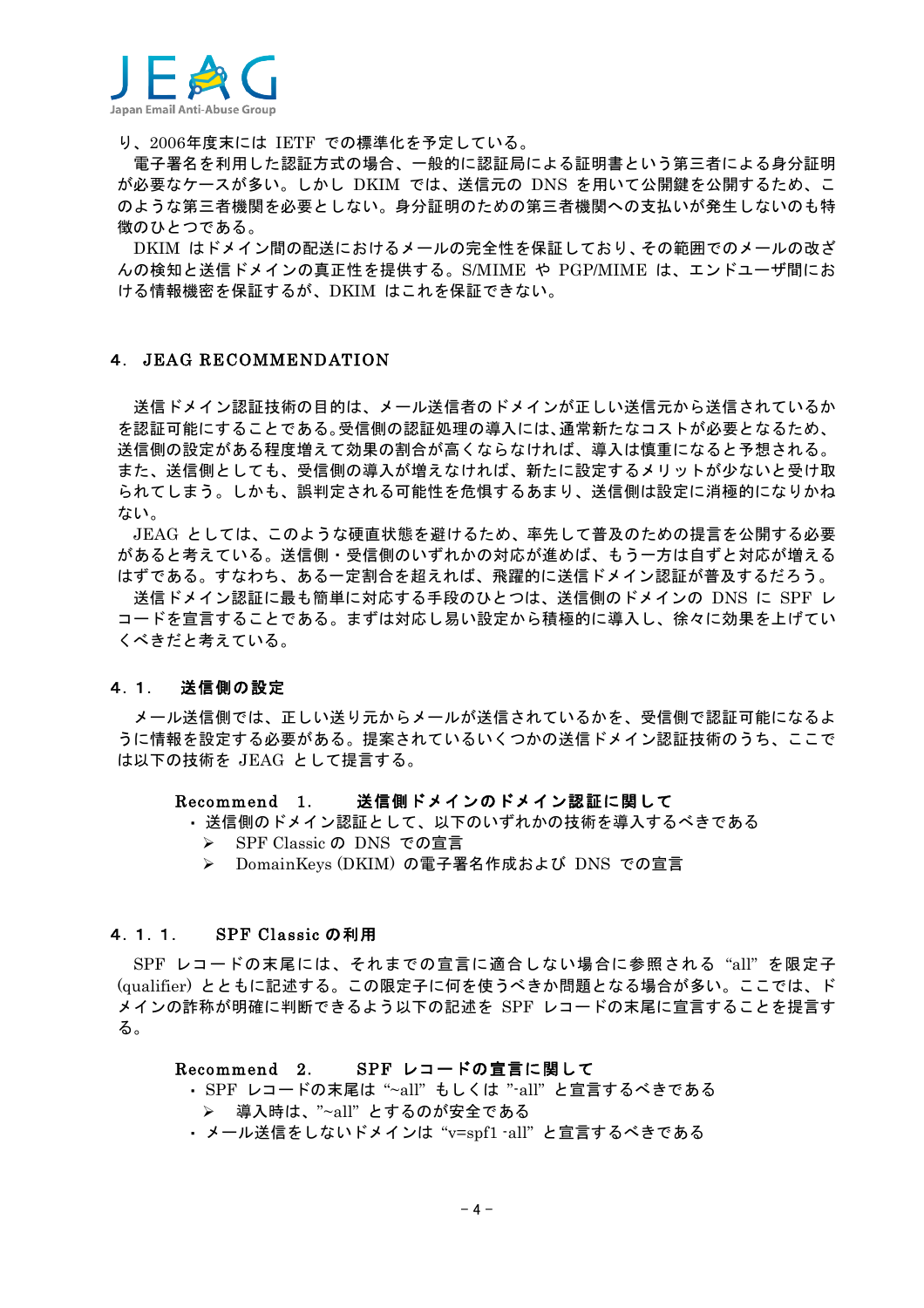り、2006年度末には IETF での標準化を予定している。

電子署名を利用した認証方式の場合、一般的に認証局による証明書という第三者による身分証明が必要なケースが多い。しかし DKIM では、送信元の DNS を用いて公開鍵を公開するため、このような第三者機関を必要としない。身分証明のための第三者機関への支払いが発生しないのも特徴のひとつである。

DKIM はドメイン間の配送におけるメールの完全性を保証しており、その範囲でのメールの改ざんの検知と送信ドメインの真正性を提供する。S/MIME や PGP/MIME は、エンドユーザ間における情報機密を保証するが、DKIM はこれを保証できない。

## 4. JEAG RECOMMENDATION

送信ドメイン認証技術の目的は、メール送信者のドメインが正しい送信元から送信されているかを認証可能にすることである。受信側の認証処理の導入には、通常新たなコストが必要となるため、送信側の設定がある程度増えて効果の割合が高くならなければ、導入は慎重になると予想される。また、送信側としても、受信側の導入が増えなければ、新たに設定するメリットが少ないと受け取られてしまう。しかも、誤判定される可能性を危惧するあまり、送信側は設定に消極的になりかねない。

JEAG としては、このような硬直状態を避けるため、率先して普及のための提言を公開する必要があると考えている。送信側・受信側のいずれかの対応が進めば、もう一方は自ずと対応が増えるはずである。すなわち、ある一定割合を超えれば、飛躍的に送信ドメイン認証が普及するだろう。

送信ドメイン認証に最も簡単に対応する手段のひとつは、送信側のドメインの DNS に SPF レコードを宣言することである。まずは対応し易い設定から積極的に導入し、徐々に効果を上げていくべきだと考えている。

### 4.1. 送信側の設定

メール送信側では、正しい送り元からメールが送信されているかを、受信側で認証可能になるように情報を設定する必要がある。提案されているいくつかの送信ドメイン認証技術のうち、ここでは以下の技術を JEAG として提言する。

**Recommend 1.　送信側ドメインのドメイン認証に関して**

- 送信側のドメイン認証として、以下のいずれかの技術を導入するべきである
  - SPF Classic の DNS での宣言
  - DomainKeys (DKIM) の電子署名作成および DNS での宣言

#### 4.1.1. SPF Classic の利用

SPF レコードの末尾には、それまでの宣言に適合しない場合に参照される "all" を限定子 (qualifier) とともに記述する。この限定子に何を使うべきか問題となる場合が多い。ここでは、ドメインの詐称が明確に判断できるよう以下の記述を SPF レコードの末尾に宣言することを提言する。

**Recommend 2.　SPF レコードの宣言に関して**

- SPF レコードの末尾は "~all" もしくは "-all" と宣言するべきである
  - 導入時は、"~all" とするのが安全である
- メール送信をしないドメインは "v=spf1 -all" と宣言するべきである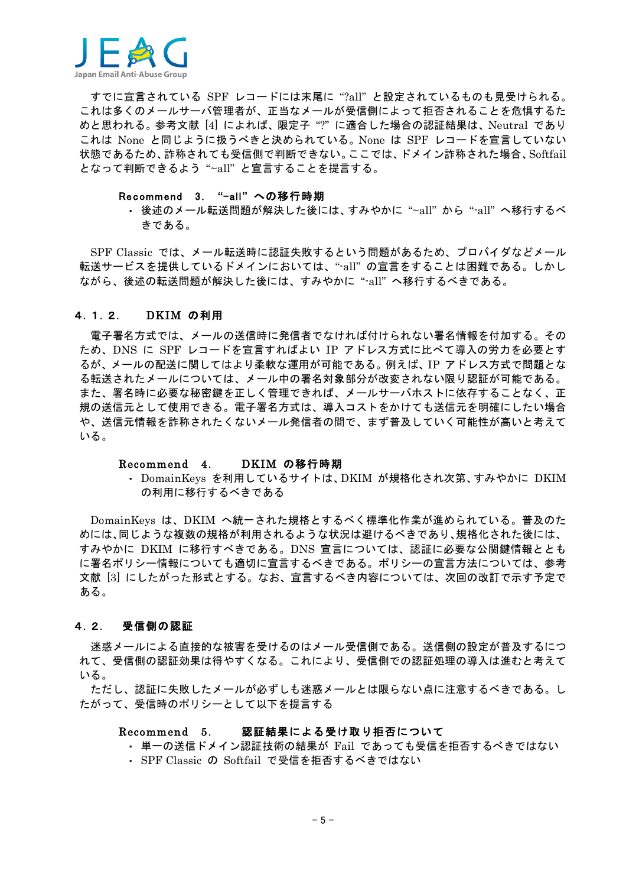すでに宣言されている SPF レコードには末尾に "?all" と設定されているものも見受けられる。これは多くのメールサーバ管理者が、正当なメールが受信側によって拒否されることを危惧するためと思われる。参考文献 [4] によれば、限定子 "?" に適合した場合の認証結果は、Neutral でありこれは None と同じように扱うべきと決められている。None は SPF レコードを宣言していない状態であるため、詐称されても受信側で判断できない。ここでは、ドメイン詐称された場合、Softfail となって判断できるよう "~all" と宣言することを提言する。

**Recommend 3. "-all" への移行時期**

- 後述のメール転送問題が解決した後には、すみやかに "~all" から "-all" へ移行するべきである。

SPF Classic では、メール転送時に認証失敗するという問題があるため、プロバイダなどメール転送サービスを提供しているドメインにおいては、"-all" の宣言をすることは困難である。しかしながら、後述の転送問題が解決した後には、すみやかに "-all" へ移行するべきである。

### 4．1．2． DKIM の利用

電子署名方式では、メールの送信時に発信者でなければ付けられない署名情報を付加する。そのため、DNS に SPF レコードを宣言すればよい IP アドレス方式に比べて導入の労力を必要とするが、メールの配送に関してはより柔軟な運用が可能である。例えば、IP アドレス方式で問題となる転送されたメールについては、メール中の署名対象部分が改変されない限り認証が可能である。また、署名時に必要な秘密鍵を正しく管理できれば、メールサーバホストに依存することなく、正規の送信元として使用できる。電子署名方式は、導入コストをかけても送信元を明確にしたい場合や、送信元情報を詐称されたくないメール発信者の間で、まず普及していく可能性が高いと考えている。

**Recommend 4. DKIM の移行時期**

- DomainKeys を利用しているサイトは、DKIM が規格化され次第、すみやかに DKIM の利用に移行するべきである

DomainKeys は、DKIM へ統一された規格とするべく標準化作業が進められている。普及のためには、同じような複数の規格が利用されるような状況は避けるべきであり、規格化された後には、すみやかに DKIM に移行すべきである。DNS 宣言については、認証に必要な公開鍵情報とともに署名ポリシー情報についても適切に宣言するべきである。ポリシーの宣言方法については、参考文献 [3] にしたがった形式とする。なお、宣言するべき内容については、次回の改訂で示す予定である。

## 4．2． 受信側の認証

迷惑メールによる直接的な被害を受けるのはメール受信側である。送信側の設定が普及するにつれて、受信側の認証効果は得やすくなる。これにより、受信側での認証処理の導入は進むと考えている。

ただし、認証に失敗したメールが必ずしも迷惑メールとは限らない点に注意するべきである。したがって、受信時のポリシーとして以下を提言する

**Recommend 5. 認証結果による受け取り拒否について**

- 単一の送信ドメイン認証技術の結果が Fail であっても受信を拒否するべきではない
- SPF Classic の Softfail で受信を拒否するべきではない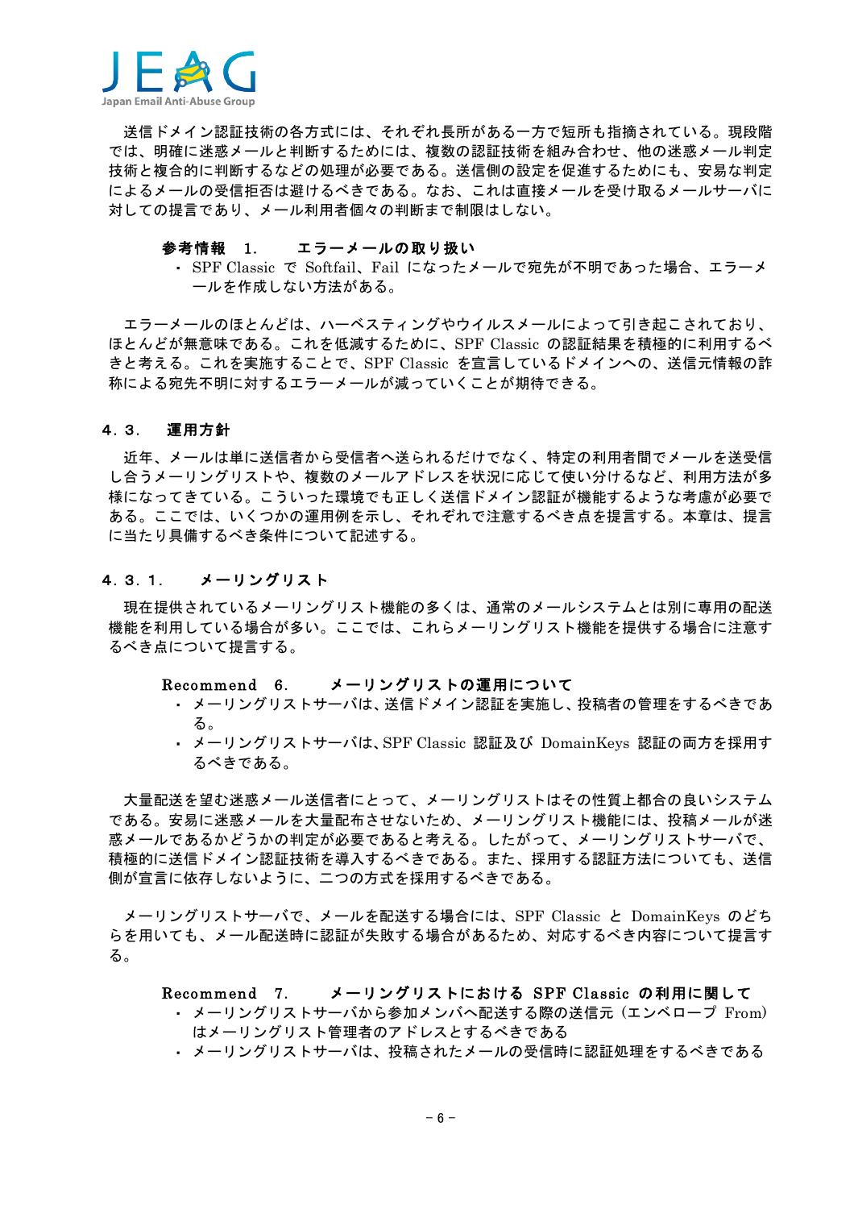送信ドメイン認証技術の各方式には、それぞれ長所がある一方で短所も指摘されている。現段階では、明確に迷惑メールと判断するためには、複数の認証技術を組み合わせ、他の迷惑メール判定技術と複合的に判断するなどの処理が必要である。送信側の設定を促進するためにも、安易な判定によるメールの受信拒否は避けるべきである。なお、これは直接メールを受け取るメールサーバに対しての提言であり、メール利用者個々の判断まで制限はしない。

**参考情報　1.　　エラーメールの取り扱い**

- SPF Classic で Softfail、Fail になったメールで宛先が不明であった場合、エラーメールを作成しない方法がある。

エラーメールのほとんどは、ハーベスティングやウイルスメールによって引き起こされており、ほとんどが無意味である。これを低減するために、SPF Classic の認証結果を積極的に利用するべきと考える。これを実施することで、SPF Classic を宣言しているドメインへの、送信元情報の詐称による宛先不明に対するエラーメールが減っていくことが期待できる。

## 4．3．　運用方針

近年、メールは単に送信者から受信者へ送られるだけでなく、特定の利用者間でメールを送受信し合うメーリングリストや、複数のメールアドレスを状況に応じて使い分けるなど、利用方法が多様になってきている。こういった環境でも正しく送信ドメイン認証が機能するような考慮が必要である。ここでは、いくつかの運用例を示し、それぞれで注意するべき点を提言する。本章は、提言に当たり具備するべき条件について記述する。

### 4．3．1．　　メーリングリスト

現在提供されているメーリングリスト機能の多くは、通常のメールシステムとは別に専用の配送機能を利用している場合が多い。ここでは、これらメーリングリスト機能を提供する場合に注意するべき点について提言する。

**Recommend　6.　　メーリングリストの運用について**

- メーリングリストサーバは、送信ドメイン認証を実施し、投稿者の管理をするべきである。
- メーリングリストサーバは、SPF Classic 認証及び DomainKeys 認証の両方を採用するべきである。

大量配送を望む迷惑メール送信者にとって、メーリングリストはその性質上都合の良いシステムである。安易に迷惑メールを大量配布させないため、メーリングリスト機能には、投稿メールが迷惑メールであるかどうかの判定が必要であると考える。したがって、メーリングリストサーバで、積極的に送信ドメイン認証技術を導入するべきである。また、採用する認証方法についても、送信側が宣言に依存しないように、二つの方式を採用するべきである。

メーリングリストサーバで、メールを配送する場合には、SPF Classic と DomainKeys のどちらを用いても、メール配送時に認証が失敗する場合があるため、対応するべき内容について提言する。

**Recommend　7.　　メーリングリストにおける SPF Classic の利用に関して**

- メーリングリストサーバから参加メンバへ配送する際の送信元（エンベロープ From）はメーリングリスト管理者のアドレスとするべきである
- メーリングリストサーバは、投稿されたメールの受信時に認証処理をするべきである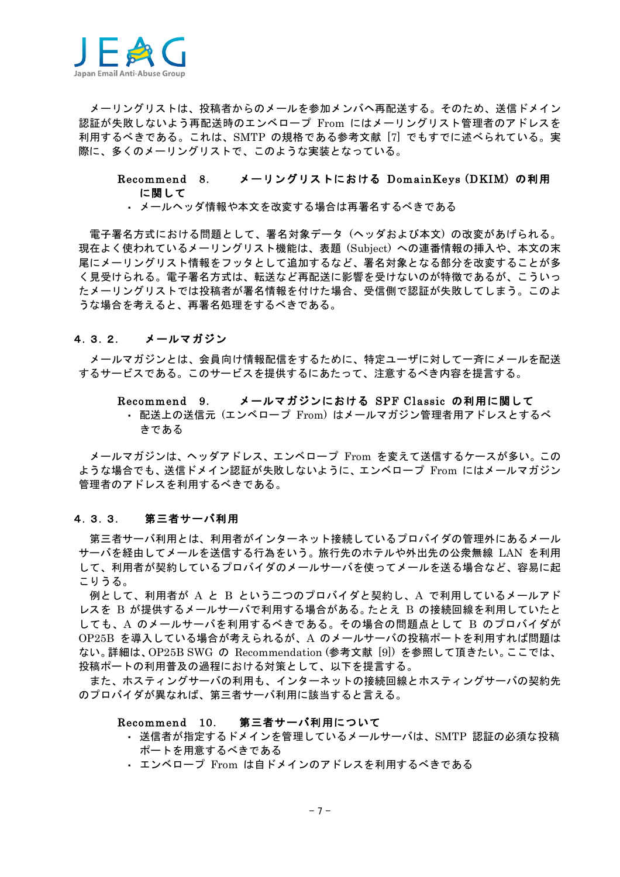メーリングリストは、投稿者からのメールを参加メンバへ再配送する。そのため、送信ドメイン認証が失敗しないよう再配送時のエンベロープ From にはメーリングリスト管理者のアドレスを利用するべきである。これは、SMTP の規格である参考文献 [7] でもすでに述べられている。実際に、多くのメーリングリストで、このような実装となっている。

**Recommend 8. メーリングリストにおける DomainKeys (DKIM) の利用に関して**

- メールヘッダ情報や本文を改変する場合は再署名するべきである

電子署名方式における問題として、署名対象データ（ヘッダおよび本文）の改変があげられる。現在よく使われているメーリングリスト機能は、表題 (Subject) への連番情報の挿入や、本文の末尾にメーリングリスト情報をフッタとして追加するなど、署名対象となる部分を改変することが多く見受けられる。電子署名方式は、転送など再配送に影響を受けないのが特徴であるが、こういったメーリングリストでは投稿者が署名情報を付けた場合、受信側で認証が失敗してしまう。このような場合を考えると、再署名処理をするべきである。

### ４．３．２． メールマガジン

メールマガジンとは、会員向け情報配信をするために、特定ユーザに対して一斉にメールを配送するサービスである。このサービスを提供するにあたって、注意するべき内容を提言する。

**Recommend 9. メールマガジンにおける SPF Classic の利用に関して**

- 配送上の送信元（エンベロープ From）はメールマガジン管理者用アドレスとするべきである

メールマガジンは、ヘッダアドレス、エンベロープ From を変えて送信するケースが多い。このような場合でも、送信ドメイン認証が失敗しないように、エンベロープ From にはメールマガジン管理者のアドレスを利用するべきである。

### ４．３．３． 第三者サーバ利用

第三者サーバ利用とは、利用者がインターネット接続しているプロバイダの管理外にあるメールサーバを経由してメールを送信する行為をいう。旅行先のホテルや外出先の公衆無線 LAN を利用して、利用者が契約しているプロバイダのメールサーバを使ってメールを送る場合など、容易に起こりうる。

例として、利用者が A と B という二つのプロバイダと契約し、A で利用しているメールアドレスを B が提供するメールサーバで利用する場合がある。たとえ B の接続回線を利用していたとしても、A のメールサーバを利用するべきである。その場合の問題点として B のプロバイダが OP25B を導入している場合が考えられるが、A のメールサーバの投稿ポートを利用すれば問題はない。詳細は、OP25B SWG の Recommendation (参考文献 [9]) を参照して頂きたい。ここでは、投稿ポートの利用普及の過程における対策として、以下を提言する。

また、ホスティングサーバの利用も、インターネットの接続回線とホスティングサーバの契約先のプロバイダが異なれば、第三者サーバ利用に該当すると言える。

**Recommend 10. 第三者サーバ利用について**

- 送信者が指定するドメインを管理しているメールサーバは、SMTP 認証の必須な投稿ポートを用意するべきである
- エンベロープ From は自ドメインのアドレスを利用するべきである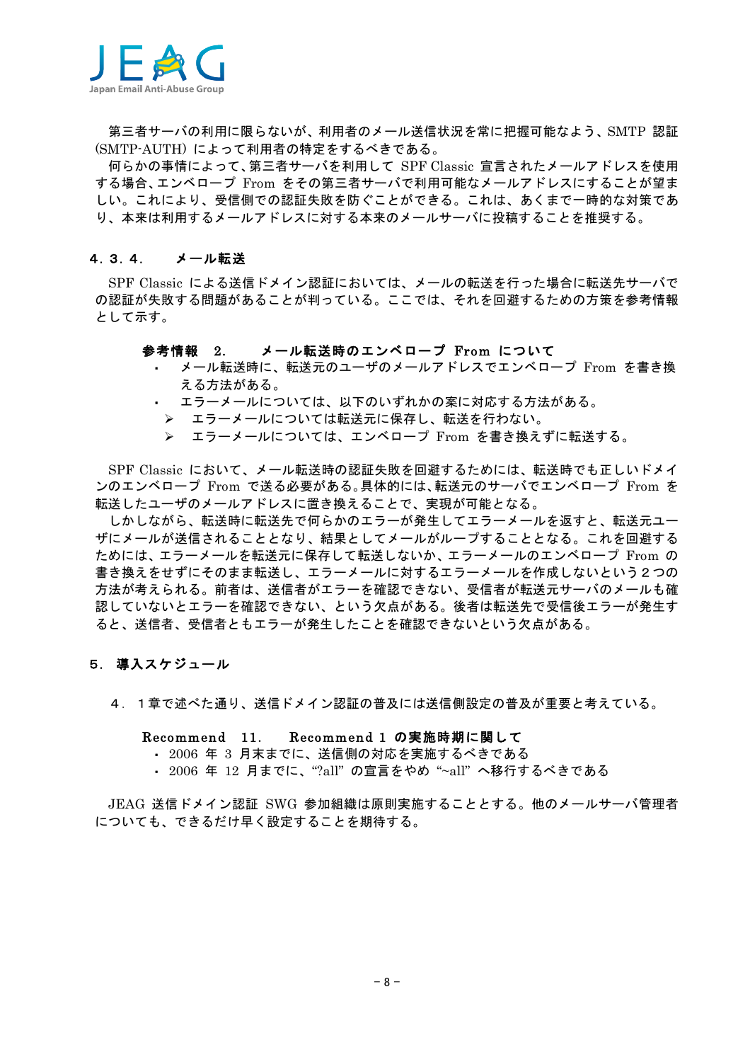第三者サーバの利用に限らないが、利用者のメール送信状況を常に把握可能なよう、SMTP 認証(SMTP-AUTH) によって利用者の特定をするべきである。

何らかの事情によって、第三者サーバを利用して SPF Classic 宣言されたメールアドレスを使用する場合、エンベロープ From をその第三者サーバで利用可能なメールアドレスにすることが望ましい。これにより、受信側での認証失敗を防ぐことができる。これは、あくまで一時的な対策であり、本来は利用するメールアドレスに対する本来のメールサーバに投稿することを推奨する。

### 4．3．4．　メール転送

SPF Classic による送信ドメイン認証においては、メールの転送を行った場合に転送先サーバでの認証が失敗する問題があることが判っている。ここでは、それを回避するための方策を参考情報として示す。

**参考情報　2.　　メール転送時のエンベロープ From について**

- メール転送時に、転送元のユーザのメールアドレスでエンベロープ From を書き換える方法がある。
- エラーメールについては、以下のいずれかの案に対応する方法がある。
  - ➢ エラーメールについては転送元に保存し、転送を行わない。
  - ➢ エラーメールについては、エンベロープ From を書き換えずに転送する。

SPF Classic において、メール転送時の認証失敗を回避するためには、転送時でも正しいドメインのエンベロープ From で送る必要がある。具体的には、転送元のサーバでエンベロープ From を転送したユーザのメールアドレスに置き換えることで、実現が可能となる。

しかしながら、転送時に転送先で何らかのエラーが発生してエラーメールを返すと、転送元ユーザにメールが送信されることとなり、結果としてメールがループすることとなる。これを回避するためには、エラーメールを転送元に保存して転送しないか、エラーメールのエンベロープ From の書き換えをせずにそのまま転送し、エラーメールに対するエラーメールを作成しないという２つの方法が考えられる。前者は、送信者がエラーを確認できない、受信者が転送元サーバのメールも確認していないとエラーを確認できない、という欠点がある。後者は転送先で受信後エラーが発生すると、送信者、受信者ともエラーが発生したことを確認できないという欠点がある。

## 5．導入スケジュール

４．１章で述べた通り、送信ドメイン認証の普及には送信側設定の普及が重要と考えている。

**Recommend　11.　　Recommend 1 の実施時期に関して**

- 2006 年 3 月末までに、送信側の対応を実施するべきである
- 2006 年 12 月までに、“?all” の宣言をやめ “~all” へ移行するべきである

JEAG 送信ドメイン認証 SWG 参加組織は原則実施することとする。他のメールサーバ管理者についても、できるだけ早く設定することを期待する。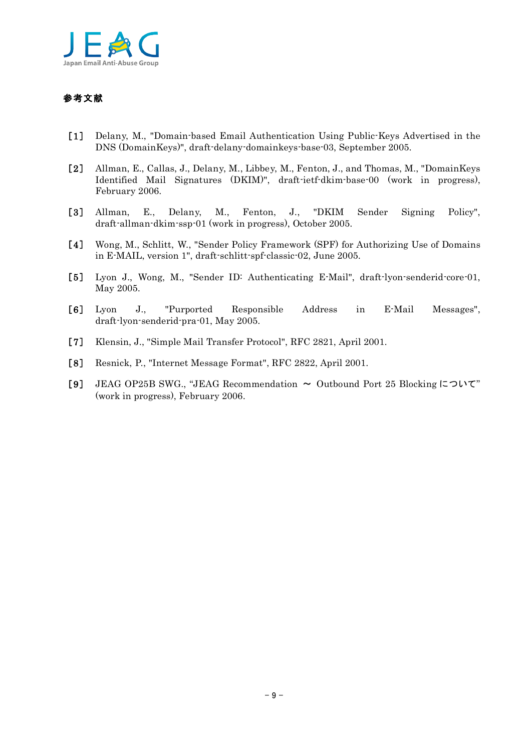## 参考文献

［1］ Delany, M., "Domain-based Email Authentication Using Public-Keys Advertised in the DNS (DomainKeys)", draft-delany-domainkeys-base-03, September 2005.

［2］ Allman, E., Callas, J., Delany, M., Libbey, M., Fenton, J., and Thomas, M., "DomainKeys Identified Mail Signatures (DKIM)", draft-ietf-dkim-base-00 (work in progress), February 2006.

［3］ Allman, E., Delany, M., Fenton, J., "DKIM Sender Signing Policy", draft-allman-dkim-ssp-01 (work in progress), October 2005.

［4］ Wong, M., Schlitt, W., "Sender Policy Framework (SPF) for Authorizing Use of Domains in E-MAIL, version 1", draft-schlitt-spf-classic-02, June 2005.

［5］ Lyon J., Wong, M., "Sender ID: Authenticating E-Mail", draft-lyon-senderid-core-01, May 2005.

［6］ Lyon J., "Purported Responsible Address in E-Mail Messages", draft-lyon-senderid-pra-01, May 2005.

［7］ Klensin, J., "Simple Mail Transfer Protocol", RFC 2821, April 2001.

［8］ Resnick, P., "Internet Message Format", RFC 2822, April 2001.

［9］ JEAG OP25B SWG., "JEAG Recommendation ～ Outbound Port 25 Blocking について" (work in progress), February 2006.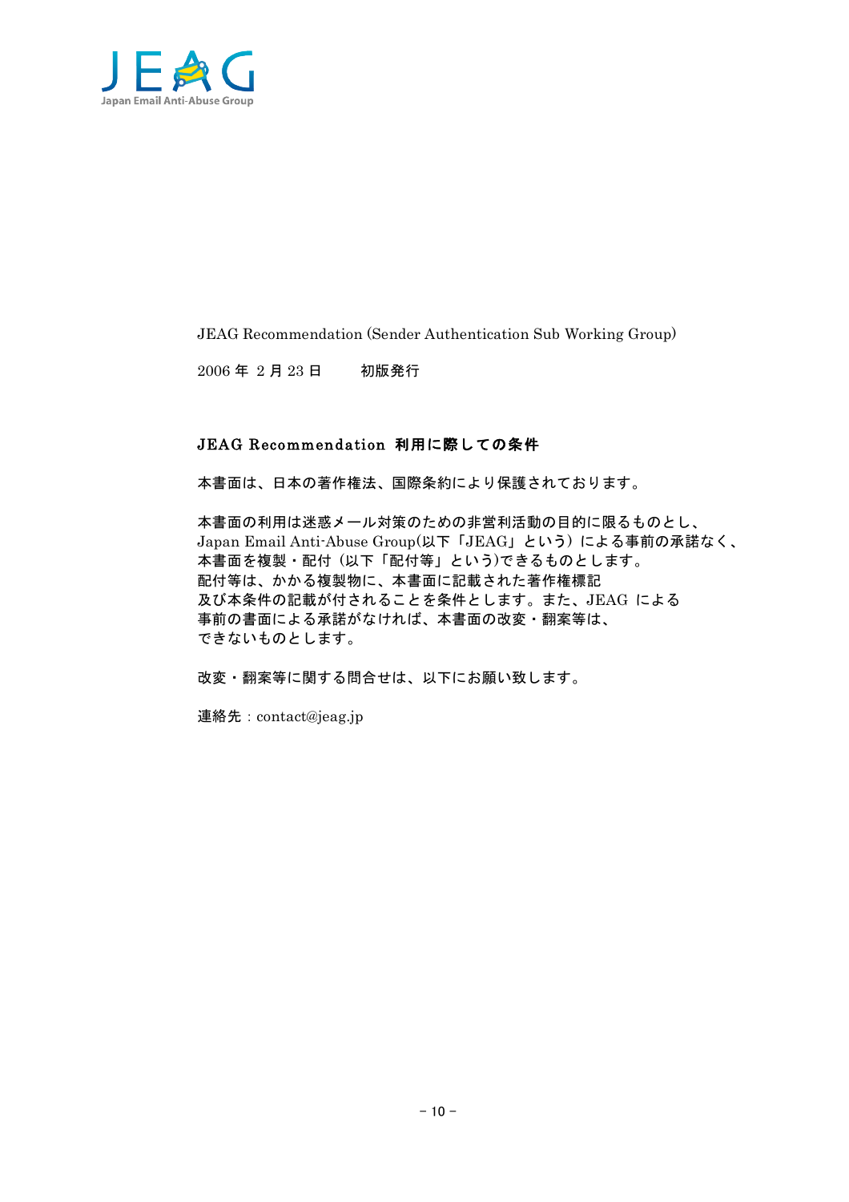JEAG Recommendation (Sender Authentication Sub Working Group)

2006 年 2 月 23 日　　初版発行

## JEAG Recommendation 利用に際しての条件

本書面は、日本の著作権法、国際条約により保護されております。

本書面の利用は迷惑メール対策のための非営利活動の目的に限るものとし、
Japan Email Anti-Abuse Group(以下「JEAG」という）による事前の承諾なく、
本書面を複製・配付（以下「配付等」という)できるものとします。
配付等は、かかる複製物に、本書面に記載された著作権標記
及び本条件の記載が付されることを条件とします。また、JEAG による
事前の書面による承諾がなければ、本書面の改変・翻案等は、
できないものとします。

改変・翻案等に関する問合せは、以下にお願い致します。

連絡先：contact@jeag.jp